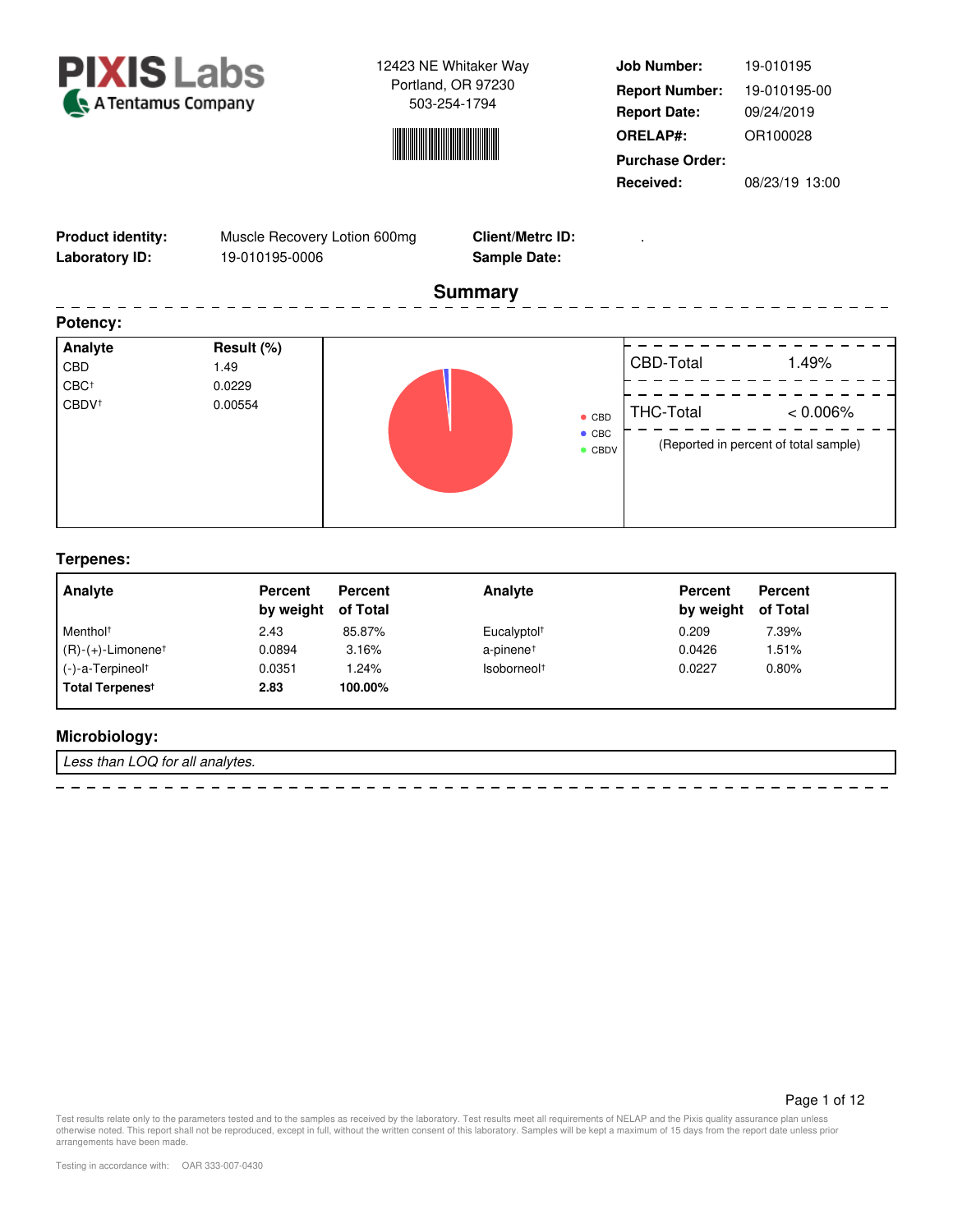**PIXIS Labs**
A Tentamus Company

12423 NE Whitaker Way
Portland, OR 97230
503-254-1794

| | |
|---|---|
| **Job Number:** | 19-010195 |
| **Report Number:** | 19-010195-00 |
| **Report Date:** | 09/24/2019 |
| **ORELAP#:** | OR100028 |
| **Purchase Order:** | |
| **Received:** | 08/23/19 13:00 |

| | | | |
|---|---|---|---|
| **Product identity:** | Muscle Recovery Lotion 600mg | **Client/Metrc ID:** | . |
| **Laboratory ID:** | 19-010195-0006 | **Sample Date:** | |

## Summary

### Potency:

| Analyte | Result (%) |
|---|---|
| CBD | 1.49 |
| CBC† | 0.0229 |
| CBDV† | 0.00554 |

- CBD
- CBC
- CBDV

| | |
|---|---|
| CBD-Total | 1.49% |
| THC-Total | < 0.006% |

(Reported in percent of total sample)

### Terpenes:

| Analyte | Percent by weight | Percent of Total | Analyte | Percent by weight | Percent of Total |
|---|---|---|---|---|---|
| Menthol† | 2.43 | 85.87% | Eucalyptol† | 0.209 | 7.39% |
| (R)-(+)-Limonene† | 0.0894 | 3.16% | a-pinene† | 0.0426 | 1.51% |
| (-)-a-Terpineol† | 0.0351 | 1.24% | Isoborneol† | 0.0227 | 0.80% |
| **Total Terpenes†** | **2.83** | **100.00%** | | | |

### Microbiology:

*Less than LOQ for all analytes.*

Test results relate only to the parameters tested and to the samples as received by the laboratory. Test results meet all requirements of NELAP and the Pixis quality assurance plan unless otherwise noted. This report shall not be reproduced, except in full, without the written consent of this laboratory. Samples will be kept a maximum of 15 days from the report date unless prior arrangements have been made.

Testing in accordance with: OAR 333-007-0430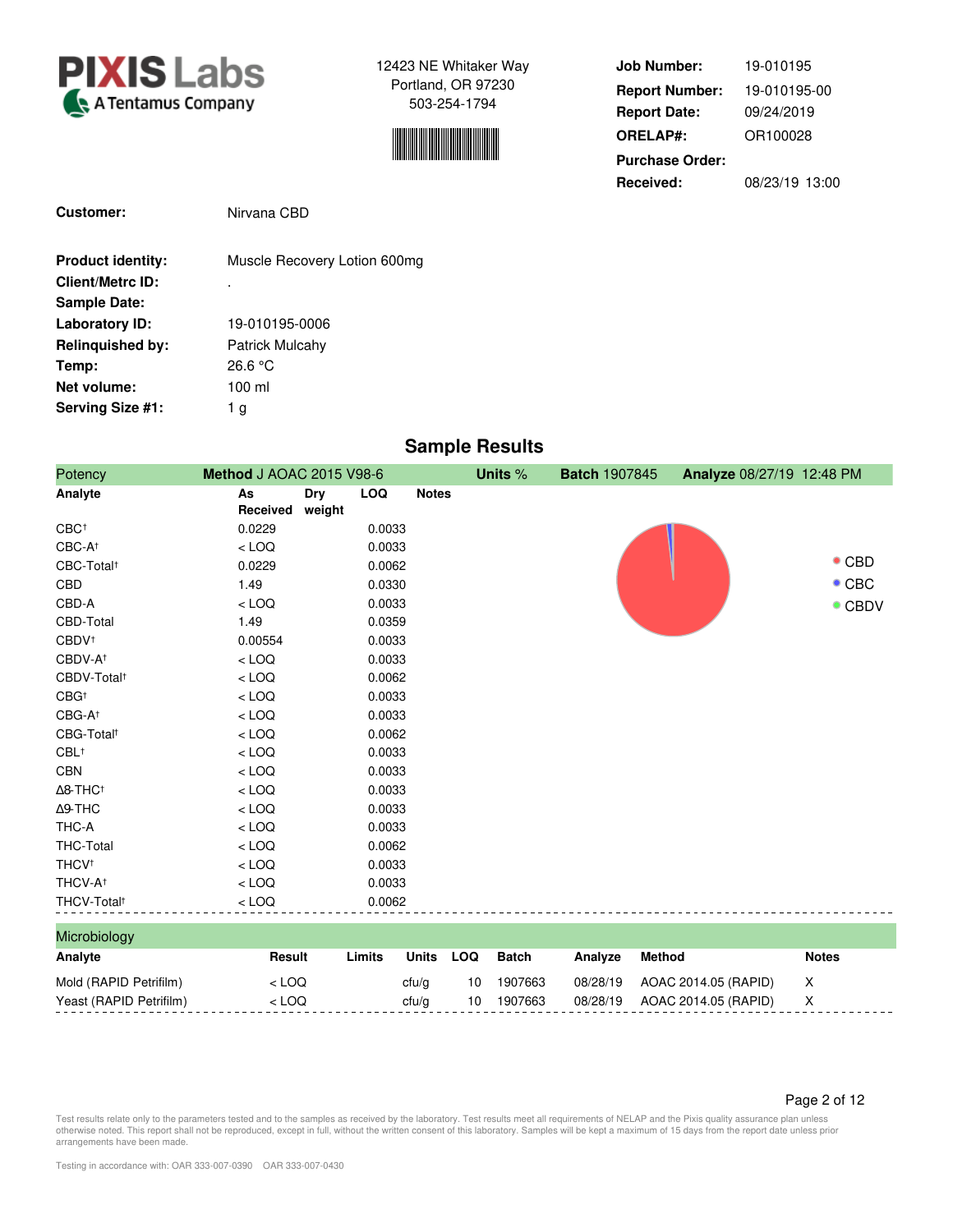**PIXIS Labs**
A Tentamus Company

12423 NE Whitaker Way
Portland, OR 97230
503-254-1794

| | |
|---|---|
| **Job Number:** | 19-010195 |
| **Report Number:** | 19-010195-00 |
| **Report Date:** | 09/24/2019 |
| **ORELAP#:** | OR100028 |
| **Purchase Order:** | |
| **Received:** | 08/23/19 13:00 |

| | |
|---|---|
| **Customer:** | Nirvana CBD |
| | |
| **Product identity:** | Muscle Recovery Lotion 600mg |
| **Client/Metrc ID:** | . |
| **Sample Date:** | |
| **Laboratory ID:** | 19-010195-0006 |
| **Relinquished by:** | Patrick Mulcahy |
| **Temp:** | 26.6 °C |
| **Net volume:** | 100 ml |
| **Serving Size #1:** | 1 g |

## Sample Results

**Potency** — **Method** J AOAC 2015 V98-6 — **Units** % — **Batch** 1907845 — **Analyze** 08/27/19 12:48 PM

| Analyte | As Received | Dry weight | LOQ | Notes |
|---|---|---|---|---|
| CBC† | 0.0229 | | 0.0033 | |
| CBC-A† | < LOQ | | 0.0033 | |
| CBC-Total† | 0.0229 | | 0.0062 | |
| CBD | 1.49 | | 0.0330 | |
| CBD-A | < LOQ | | 0.0033 | |
| CBD-Total | 1.49 | | 0.0359 | |
| CBDV† | 0.00554 | | 0.0033 | |
| CBDV-A† | < LOQ | | 0.0033 | |
| CBDV-Total† | < LOQ | | 0.0062 | |
| CBG† | < LOQ | | 0.0033 | |
| CBG-A† | < LOQ | | 0.0033 | |
| CBG-Total† | < LOQ | | 0.0062 | |
| CBL† | < LOQ | | 0.0033 | |
| CBN | < LOQ | | 0.0033 | |
| Δ8-THC† | < LOQ | | 0.0033 | |
| Δ9-THC | < LOQ | | 0.0033 | |
| THC-A | < LOQ | | 0.0033 | |
| THC-Total | < LOQ | | 0.0062 | |
| THCV† | < LOQ | | 0.0033 | |
| THCV-A† | < LOQ | | 0.0033 | |
| THCV-Total† | < LOQ | | 0.0062 | |

Legend: CBD, CBC, CBDV

**Microbiology**

| Analyte | Result | Limits | Units | LOQ | Batch | Analyze | Method | Notes |
|---|---|---|---|---|---|---|---|---|
| Mold (RAPID Petrifilm) | < LOQ | | cfu/g | 10 | 1907663 | 08/28/19 | AOAC 2014.05 (RAPID) | X |
| Yeast (RAPID Petrifilm) | < LOQ | | cfu/g | 10 | 1907663 | 08/28/19 | AOAC 2014.05 (RAPID) | X |

Test results relate only to the parameters tested and to the samples as received by the laboratory. Test results meet all requirements of NELAP and the Pixis quality assurance plan unless otherwise noted. This report shall not be reproduced, except in full, without the written consent of this laboratory. Samples will be kept a maximum of 15 days from the report date unless prior arrangements have been made.

Testing in accordance with: OAR 333-007-0390 OAR 333-007-0430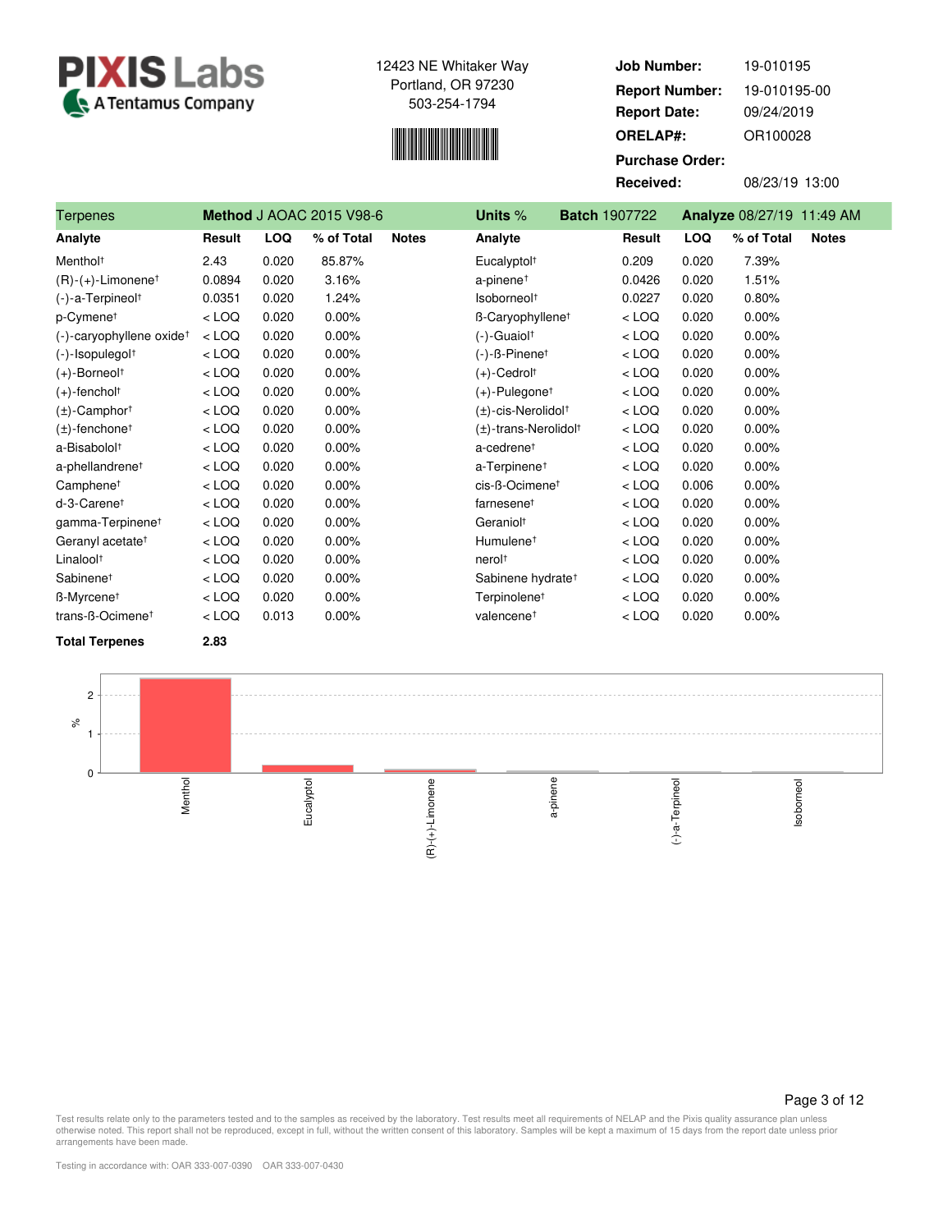**PIXIS Labs**
A Tentamus Company

12423 NE Whitaker Way
Portland, OR 97230
503-254-1794

| | |
|---|---|
| **Job Number:** | 19-010195 |
| **Report Number:** | 19-010195-00 |
| **Report Date:** | 09/24/2019 |
| **ORELAP#:** | OR100028 |
| **Purchase Order:** | |
| **Received:** | 08/23/19 13:00 |

**Terpenes** | **Method** J AOAC 2015 V98-6 | **Units** % | **Batch** 1907722 | **Analyze** 08/27/19 11:49 AM

| Analyte | Result | LOQ | % of Total | Notes | Analyte | Result | LOQ | % of Total | Notes |
|---|---|---|---|---|---|---|---|---|---|
| Menthol† | 2.43 | 0.020 | 85.87% | | Eucalyptol† | 0.209 | 0.020 | 7.39% | |
| (R)-(+)-Limonene† | 0.0894 | 0.020 | 3.16% | | a-pinene† | 0.0426 | 0.020 | 1.51% | |
| (-)-a-Terpineol† | 0.0351 | 0.020 | 1.24% | | Isoborneol† | 0.0227 | 0.020 | 0.80% | |
| p-Cymene† | < LOQ | 0.020 | 0.00% | | ß-Caryophyllene† | < LOQ | 0.020 | 0.00% | |
| (-)-caryophyllene oxide† | < LOQ | 0.020 | 0.00% | | (-)-Guaiol† | < LOQ | 0.020 | 0.00% | |
| (-)-Isopulegol† | < LOQ | 0.020 | 0.00% | | (-)-ß-Pinene† | < LOQ | 0.020 | 0.00% | |
| (+)-Borneol† | < LOQ | 0.020 | 0.00% | | (+)-Cedrol† | < LOQ | 0.020 | 0.00% | |
| (+)-fenchol† | < LOQ | 0.020 | 0.00% | | (+)-Pulegone† | < LOQ | 0.020 | 0.00% | |
| (±)-Camphor† | < LOQ | 0.020 | 0.00% | | (±)-cis-Nerolidol† | < LOQ | 0.020 | 0.00% | |
| (±)-fenchone† | < LOQ | 0.020 | 0.00% | | (±)-trans-Nerolidol† | < LOQ | 0.020 | 0.00% | |
| a-Bisabolol† | < LOQ | 0.020 | 0.00% | | a-cedrene† | < LOQ | 0.020 | 0.00% | |
| a-phellandrene† | < LOQ | 0.020 | 0.00% | | a-Terpinene† | < LOQ | 0.020 | 0.00% | |
| Camphene† | < LOQ | 0.020 | 0.00% | | cis-ß-Ocimene† | < LOQ | 0.006 | 0.00% | |
| d-3-Carene† | < LOQ | 0.020 | 0.00% | | farnesene† | < LOQ | 0.020 | 0.00% | |
| gamma-Terpinene† | < LOQ | 0.020 | 0.00% | | Geraniol† | < LOQ | 0.020 | 0.00% | |
| Geranyl acetate† | < LOQ | 0.020 | 0.00% | | Humulene† | < LOQ | 0.020 | 0.00% | |
| Linalool† | < LOQ | 0.020 | 0.00% | | nerol† | < LOQ | 0.020 | 0.00% | |
| Sabinene† | < LOQ | 0.020 | 0.00% | | Sabinene hydrate† | < LOQ | 0.020 | 0.00% | |
| ß-Myrcene† | < LOQ | 0.020 | 0.00% | | Terpinolene† | < LOQ | 0.020 | 0.00% | |
| trans-ß-Ocimene† | < LOQ | 0.013 | 0.00% | | valencene† | < LOQ | 0.020 | 0.00% | |

**Total Terpenes** **2.83**

Test results relate only to the parameters tested and to the samples as received by the laboratory. Test results meet all requirements of NELAP and the Pixis quality assurance plan unless otherwise noted. This report shall not be reproduced, except in full, without the written consent of this laboratory. Samples will be kept a maximum of 15 days from the report date unless prior arrangements have been made.

Testing in accordance with: OAR 333-007-0390 OAR 333-007-0430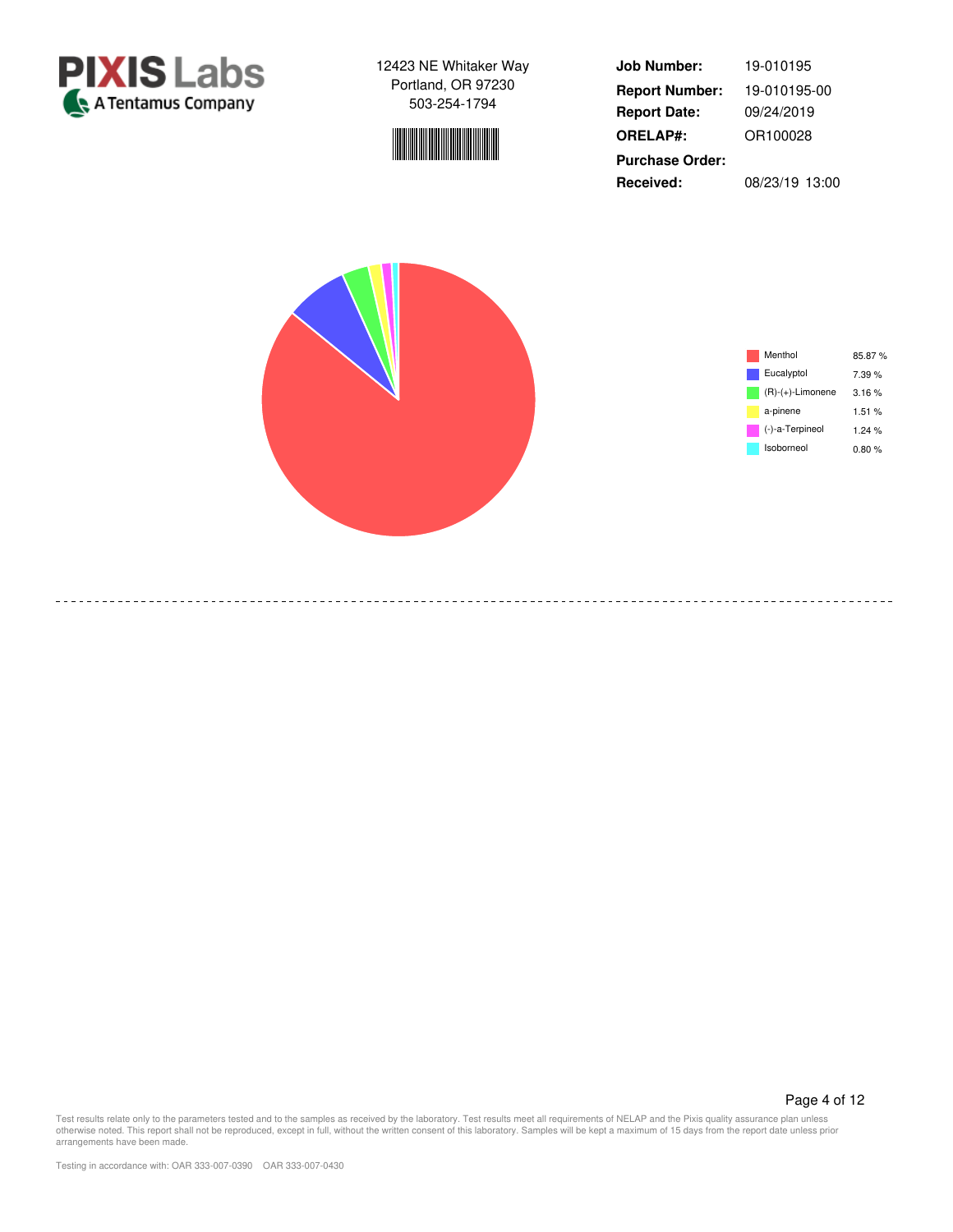**PIXIS Labs**
A Tentamus Company

12423 NE Whitaker Way
Portland, OR 97230
503-254-1794

| | |
|---|---|
| **Job Number:** | 19-010195 |
| **Report Number:** | 19-010195-00 |
| **Report Date:** | 09/24/2019 |
| **ORELAP#:** | OR100028 |
| **Purchase Order:** | |
| **Received:** | 08/23/19 13:00 |

| Compound | % |
|---|---|
| Menthol | 85.87 % |
| Eucalyptol | 7.39 % |
| (R)-(+)-Limonene | 3.16 % |
| a-pinene | 1.51 % |
| (-)-a-Terpineol | 1.24 % |
| Isoborneol | 0.80 % |

Test results relate only to the parameters tested and to the samples as received by the laboratory. Test results meet all requirements of NELAP and the Pixis quality assurance plan unless otherwise noted. This report shall not be reproduced, except in full, without the written consent of this laboratory. Samples will be kept a maximum of 15 days from the report date unless prior arrangements have been made.

Testing in accordance with: OAR 333-007-0390 OAR 333-007-0430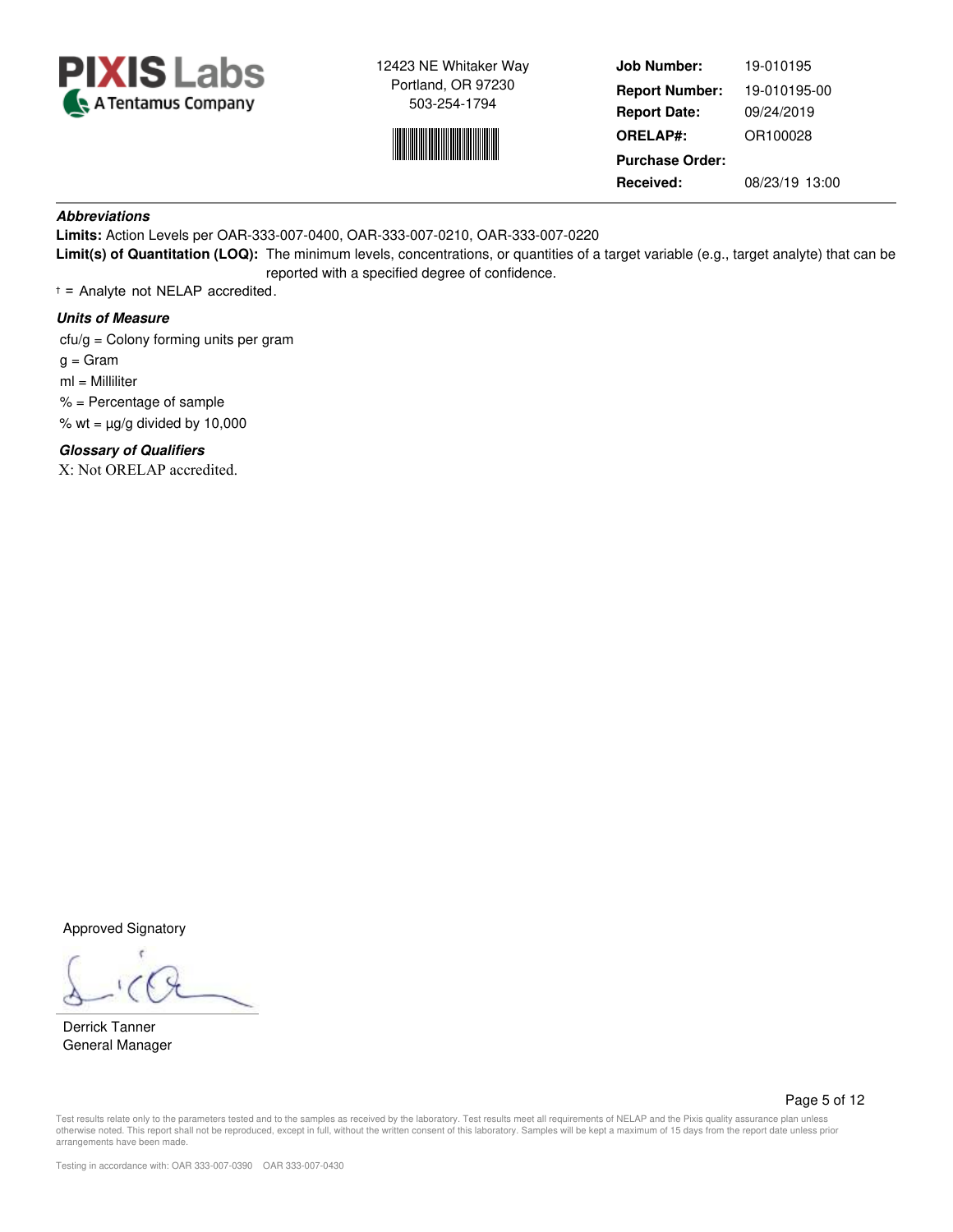**PIXIS Labs**
A Tentamus Company

12423 NE Whitaker Way
Portland, OR 97230
503-254-1794

| | |
|---|---|
| **Job Number:** | 19-010195 |
| **Report Number:** | 19-010195-00 |
| **Report Date:** | 09/24/2019 |
| **ORELAP#:** | OR100028 |
| **Purchase Order:** | |
| **Received:** | 08/23/19 13:00 |

### *Abbreviations*

**Limits:** Action Levels per OAR-333-007-0400, OAR-333-007-0210, OAR-333-007-0220

**Limit(s) of Quantitation (LOQ):** The minimum levels, concentrations, or quantities of a target variable (e.g., target analyte) that can be reported with a specified degree of confidence.

† = Analyte not NELAP accredited.

### *Units of Measure*

cfu/g = Colony forming units per gram

g = Gram

ml = Milliliter

% = Percentage of sample

% wt = µg/g divided by 10,000

### *Glossary of Qualifiers*

X: Not ORELAP accredited.

Approved Signatory

Derrick Tanner
General Manager

Test results relate only to the parameters tested and to the samples as received by the laboratory. Test results meet all requirements of NELAP and the Pixis quality assurance plan unless otherwise noted. This report shall not be reproduced, except in full, without the written consent of this laboratory. Samples will be kept a maximum of 15 days from the report date unless prior arrangements have been made.

Testing in accordance with: OAR 333-007-0390 OAR 333-007-0430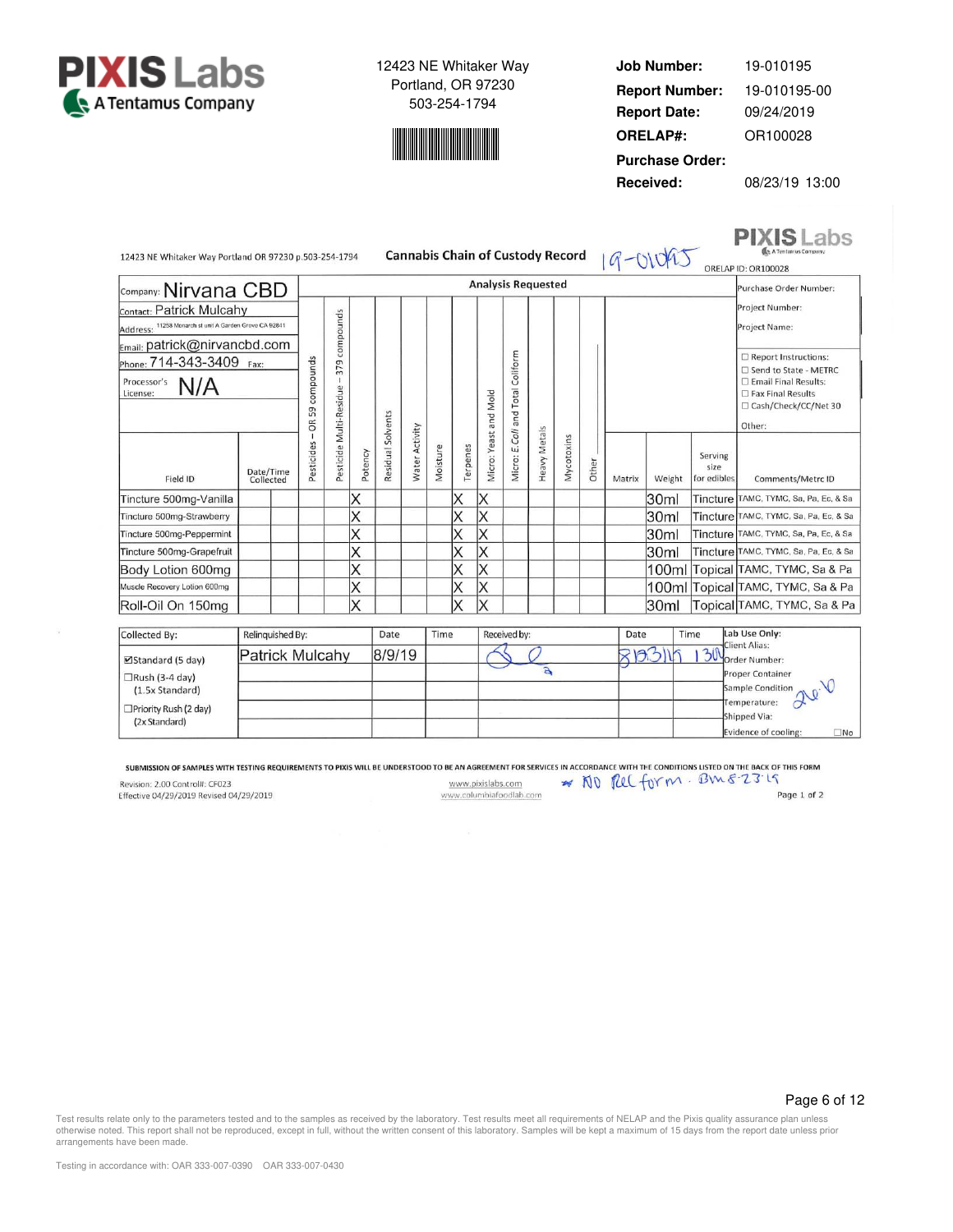**PIXIS Labs**
A Tentamus Company

12423 NE Whitaker Way
Portland, OR 97230
503-254-1794

| | |
|---|---|
| **Job Number:** | 19-010195 |
| **Report Number:** | 19-010195-00 |
| **Report Date:** | 09/24/2019 |
| **ORELAP#:** | OR100028 |
| **Purchase Order:** | |
| **Received:** | 08/23/19 13:00 |

12423 NE Whitaker Way Portland OR 97230 p.503-254-1794

## Cannabis Chain of Custody Record

19-010195

PIXIS Labs — A Tentamus Company
ORELAP ID: OR100028

Company: Nirvana CBD
Contact: Patrick Mulcahy
Address: 11258 Monarch st unit A Garden Grove CA 92841
Email: patrick@nirvancbd.com
Phone: 714-343-3409 Fax:
Processor's License: N/A

Purchase Order Number:
Project Number:
Project Name:

☐ Report Instructions:
☐ Send to State - METRC
☐ Email Final Results:
☐ Fax Final Results
☐ Cash/Check/CC/Net 30

Other:

**Analysis Requested**

| Field ID | Date/Time Collected | | Pesticides – OR 59 compounds | Pesticide Multi-Residue – 379 compounds | Potency | Residual Solvents | Water Activity | Moisture | Terpenes | Micro: Yeast and Mold | Micro: E.Coli and Total Coliform | Heavy Metals | Mycotoxins | Other | Matrix | Weight | Serving size for edibles | Comments/Metrc ID |
|---|---|---|---|---|---|---|---|---|---|---|---|---|---|---|---|---|---|---|
| Tincture 500mg-Vanilla | | | | | X | | | | X | X | | | | | | 30ml | Tincture | TAMC, TYMC, Sa, Pa, Ec, & Sa |
| Tincture 500mg-Strawberry | | | | | X | | | | X | X | | | | | | 30ml | Tincture | TAMC, TYMC, Sa, Pa, Ec, & Sa |
| Tincture 500mg-Peppermint | | | | | X | | | | X | X | | | | | | 30ml | Tincture | TAMC, TYMC, Sa, Pa, Ec, & Sa |
| Tincture 500mg-Grapefruit | | | | | X | | | | X | X | | | | | | 30ml | Tincture | TAMC, TYMC, Sa, Pa, Ec, & Sa |
| Body Lotion 600mg | | | | | X | | | | X | X | | | | | | 100ml | Topical | TAMC, TYMC, Sa & Pa |
| Muscle Recovery Lotion 600mg | | | | | X | | | | X | X | | | | | | 100ml | Topical | TAMC, TYMC, Sa & Pa |
| Roll-Oil On 150mg | | | | | X | | | | X | X | | | | | | 30ml | Topical | TAMC, TYMC, Sa & Pa |

| Collected By: | Relinquished By: | Date | Time | Received by: | Date | Time | Lab Use Only: |
|---|---|---|---|---|---|---|---|
| ☑Standard (5 day) | Patrick Mulcahy | 8/9/19 | | [signature] | 8/23/19 | 1300 | Client Alias: / Order Number: |
| ☐Rush (3-4 day) (1.5x Standard) | | | | | | | Proper Container / Sample Condition |
| ☐Priority Rush (2 day) (2x Standard) | | | | | | | Temperature: 21.0°C / Shipped Via: |
| | | | | | | | Evidence of cooling: ☐No |

SUBMISSION OF SAMPLES WITH TESTING REQUIREMENTS TO PIXIS WILL BE UNDERSTOOD TO BE AN AGREEMENT FOR SERVICES IN ACCORDANCE WITH THE CONDITIONS LISTED ON THE BACK OF THIS FORM

Revision: 2.00 Control#: CF023
Effective 04/29/2019 Revised 04/29/2019

www.pixislabs.com
www.columbiafoodlab.com

* No Rel form · BM 8-23-19

Page 1 of 2

Test results relate only to the parameters tested and to the samples as received by the laboratory. Test results meet all requirements of NELAP and the Pixis quality assurance plan unless otherwise noted. This report shall not be reproduced, except in full, without the written consent of this laboratory. Samples will be kept a maximum of 15 days from the report date unless prior arrangements have been made.

Testing in accordance with: OAR 333-007-0390 OAR 333-007-0430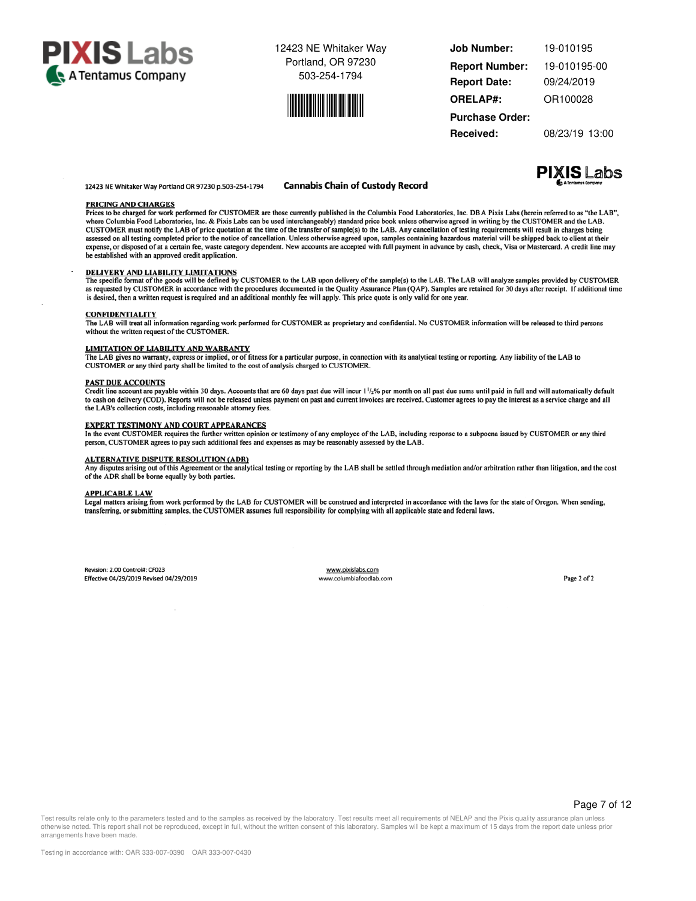PIXIS Labs
A Tentamus Company

12423 NE Whitaker Way
Portland, OR 97230
503-254-1794

| | |
|---|---|
| **Job Number:** | 19-010195 |
| **Report Number:** | 19-010195-00 |
| **Report Date:** | 09/24/2019 |
| **ORELAP#:** | OR100028 |
| **Purchase Order:** | |
| **Received:** | 08/23/19 13:00 |

12423 NE Whitaker Way Portland OR 97230 p.503-254-1794

## Cannabis Chain of Custody Record

### PRICING AND CHARGES

Prices to be charged for work performed for CUSTOMER are those currently published in the Columbia Food Laboratories, Inc. DBA Pixis Labs (herein referred to as "the LAB", where Columbia Food Laboratories, Inc. & Pixis Labs can be used interchangeably) standard price book unless otherwise agreed in writing by the CUSTOMER and the LAB. CUSTOMER must notify the LAB of price quotation at the time of the transfer of sample(s) to the LAB. Any cancellation of testing requirements will result in charges being assessed on all testing completed prior to the notice of cancellation. Unless otherwise agreed upon, samples containing hazardous material will be shipped back to client at their expense, or disposed of at a certain fee, waste category dependent. New accounts are accepted with full payment in advance by cash, check, Visa or Mastercard. A credit line may be established with an approved credit application.

### DELIVERY AND LIABILITY LIMITATIONS

The specific format of the goods will be defined by CUSTOMER to the LAB upon delivery of the sample(s) to the LAB. The LAB will analyze samples provided by CUSTOMER as requested by CUSTOMER in accordance with the procedures documented in the Quality Assurance Plan (QAP). Samples are retained for 30 days after receipt. If additional time is desired, then a written request is required and an additional monthly fee will apply. This price quote is only valid for one year.

### CONFIDENTIALITY

The LAB will treat all information regarding work performed for CUSTOMER as proprietary and confidential. No CUSTOMER information will be released to third persons without the written request of the CUSTOMER.

### LIMITATION OF LIABILITY AND WARRANTY

The LAB gives no warranty, express or implied, or of fitness for a particular purpose, in connection with its analytical testing or reporting. Any liability of the LAB to CUSTOMER or any third party shall be limited to the cost of analysis charged to CUSTOMER.

### PAST DUE ACCOUNTS

Credit line account are payable within 30 days. Accounts that are 60 days past due will incur 1 1/2% per month on all past due sums until paid in full and will automatically default to cash on delivery (COD). Reports will not be released unless payment on past and current invoices are received. Customer agrees to pay the interest as a service charge and all the LAB's collection costs, including reasonable attorney fees.

### EXPERT TESTIMONY AND COURT APPEARANCES

In the event CUSTOMER requires the further written opinion or testimony of any employee of the LAB, including response to a subpoena issued by CUSTOMER or any third person, CUSTOMER agrees to pay such additional fees and expenses as may be reasonably assessed by the LAB.

### ALTERNATIVE DISPUTE RESOLUTION (ADR)

Any disputes arising out of this Agreement or the analytical testing or reporting by the LAB shall be settled through mediation and/or arbitration rather than litigation, and the cost of the ADR shall be borne equally by both parties.

### APPLICABLE LAW

Legal matters arising from work performed by the LAB for CUSTOMER will be construed and interpreted in accordance with the laws for the state of Oregon. When sending, transferring, or submitting samples, the CUSTOMER assumes full responsibility for complying with all applicable state and federal laws.

Revision: 2.00 Control#: CF023
Effective 04/29/2019 Revised 04/29/2019

www.pixislabs.com
www.columbiafoodlab.com

Test results relate only to the parameters tested and to the samples as received by the laboratory. Test results meet all requirements of NELAP and the Pixis quality assurance plan unless otherwise noted. This report shall not be reproduced, except in full, without the written consent of this laboratory. Samples will be kept a maximum of 15 days from the report date unless prior arrangements have been made.

Testing in accordance with: OAR 333-007-0390 OAR 333-007-0430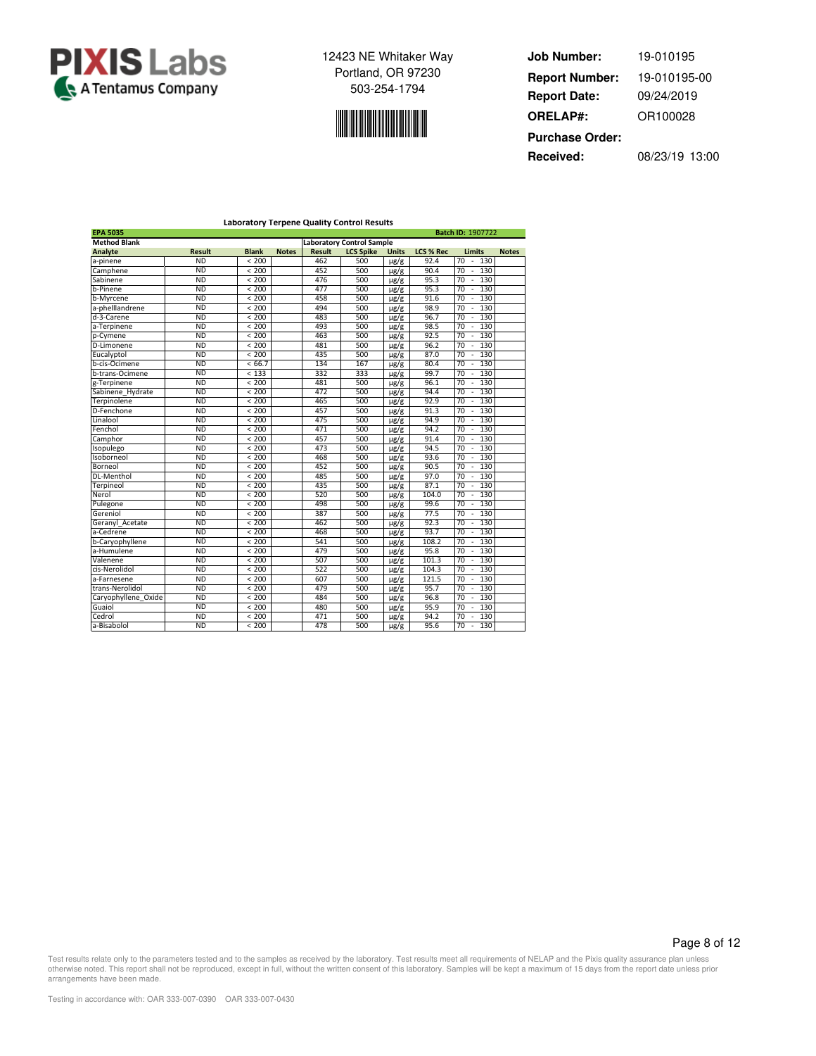**PIXIS Labs** — A Tentamus Company

12423 NE Whitaker Way
Portland, OR 97230
503-254-1794

| | |
|---|---|
| **Job Number:** | 19-010195 |
| **Report Number:** | 19-010195-00 |
| **Report Date:** | 09/24/2019 |
| **ORELAP#:** | OR100028 |
| **Purchase Order:** | |
| **Received:** | 08/23/19 13:00 |

### Laboratory Terpene Quality Control Results

**EPA 5035** — **Batch ID:** 1907722

| Method Blank | | | | Laboratory Control Sample | | | | | |
|---|---|---|---|---|---|---|---|---|---|
| **Analyte** | **Result** | **Blank** | **Notes** | **Result** | **LCS Spike** | **Units** | **LCS % Rec** | **Limits** | **Notes** |
| a-pinene | ND | < 200 | | 462 | 500 | µg/g | 92.4 | 70 - 130 | |
| Camphene | ND | < 200 | | 452 | 500 | µg/g | 90.4 | 70 - 130 | |
| Sabinene | ND | < 200 | | 476 | 500 | µg/g | 95.3 | 70 - 130 | |
| b-Pinene | ND | < 200 | | 477 | 500 | µg/g | 95.3 | 70 - 130 | |
| b-Myrcene | ND | < 200 | | 458 | 500 | µg/g | 91.6 | 70 - 130 | |
| a-phelllandrene | ND | < 200 | | 494 | 500 | µg/g | 98.9 | 70 - 130 | |
| d-3-Carene | ND | < 200 | | 483 | 500 | µg/g | 96.7 | 70 - 130 | |
| a-Terpinene | ND | < 200 | | 493 | 500 | µg/g | 98.5 | 70 - 130 | |
| p-Cymene | ND | < 200 | | 463 | 500 | µg/g | 92.5 | 70 - 130 | |
| D-Limonene | ND | < 200 | | 481 | 500 | µg/g | 96.2 | 70 - 130 | |
| Eucalyptol | ND | < 200 | | 435 | 500 | µg/g | 87.0 | 70 - 130 | |
| b-cis-Ocimene | ND | < 66.7 | | 134 | 167 | µg/g | 80.4 | 70 - 130 | |
| b-trans-Ocimene | ND | < 133 | | 332 | 333 | µg/g | 99.7 | 70 - 130 | |
| g-Terpinene | ND | < 200 | | 481 | 500 | µg/g | 96.1 | 70 - 130 | |
| Sabinene_Hydrate | ND | < 200 | | 472 | 500 | µg/g | 94.4 | 70 - 130 | |
| Terpinolene | ND | < 200 | | 465 | 500 | µg/g | 92.9 | 70 - 130 | |
| D-Fenchone | ND | < 200 | | 457 | 500 | µg/g | 91.3 | 70 - 130 | |
| Linalool | ND | < 200 | | 475 | 500 | µg/g | 94.9 | 70 - 130 | |
| Fenchol | ND | < 200 | | 471 | 500 | µg/g | 94.2 | 70 - 130 | |
| Camphor | ND | < 200 | | 457 | 500 | µg/g | 91.4 | 70 - 130 | |
| Isopulego | ND | < 200 | | 473 | 500 | µg/g | 94.5 | 70 - 130 | |
| Isoborneol | ND | < 200 | | 468 | 500 | µg/g | 93.6 | 70 - 130 | |
| Borneol | ND | < 200 | | 452 | 500 | µg/g | 90.5 | 70 - 130 | |
| DL-Menthol | ND | < 200 | | 485 | 500 | µg/g | 97.0 | 70 - 130 | |
| Terpineol | ND | < 200 | | 435 | 500 | µg/g | 87.1 | 70 - 130 | |
| Nerol | ND | < 200 | | 520 | 500 | µg/g | 104.0 | 70 - 130 | |
| Pulegone | ND | < 200 | | 498 | 500 | µg/g | 99.6 | 70 - 130 | |
| Gereniol | ND | < 200 | | 387 | 500 | µg/g | 77.5 | 70 - 130 | |
| Geranyl_Acetate | ND | < 200 | | 462 | 500 | µg/g | 92.3 | 70 - 130 | |
| a-Cedrene | ND | < 200 | | 468 | 500 | µg/g | 93.7 | 70 - 130 | |
| b-Caryophyllene | ND | < 200 | | 541 | 500 | µg/g | 108.2 | 70 - 130 | |
| a-Humulene | ND | < 200 | | 479 | 500 | µg/g | 95.8 | 70 - 130 | |
| Valenene | ND | < 200 | | 507 | 500 | µg/g | 101.3 | 70 - 130 | |
| cis-Nerolidol | ND | < 200 | | 522 | 500 | µg/g | 104.3 | 70 - 130 | |
| a-Farnesene | ND | < 200 | | 607 | 500 | µg/g | 121.5 | 70 - 130 | |
| trans-Nerolidol | ND | < 200 | | 479 | 500 | µg/g | 95.7 | 70 - 130 | |
| Caryophyllene_Oxide | ND | < 200 | | 484 | 500 | µg/g | 96.8 | 70 - 130 | |
| Guaiol | ND | < 200 | | 480 | 500 | µg/g | 95.9 | 70 - 130 | |
| Cedrol | ND | < 200 | | 471 | 500 | µg/g | 94.2 | 70 - 130 | |
| a-Bisabolol | ND | < 200 | | 478 | 500 | µg/g | 95.6 | 70 - 130 | |

Test results relate only to the parameters tested and to the samples as received by the laboratory. Test results meet all requirements of NELAP and the Pixis quality assurance plan unless otherwise noted. This report shall not be reproduced, except in full, without the written consent of this laboratory. Samples will be kept a maximum of 15 days from the report date unless prior arrangements have been made.

Testing in accordance with: OAR 333-007-0390 OAR 333-007-0430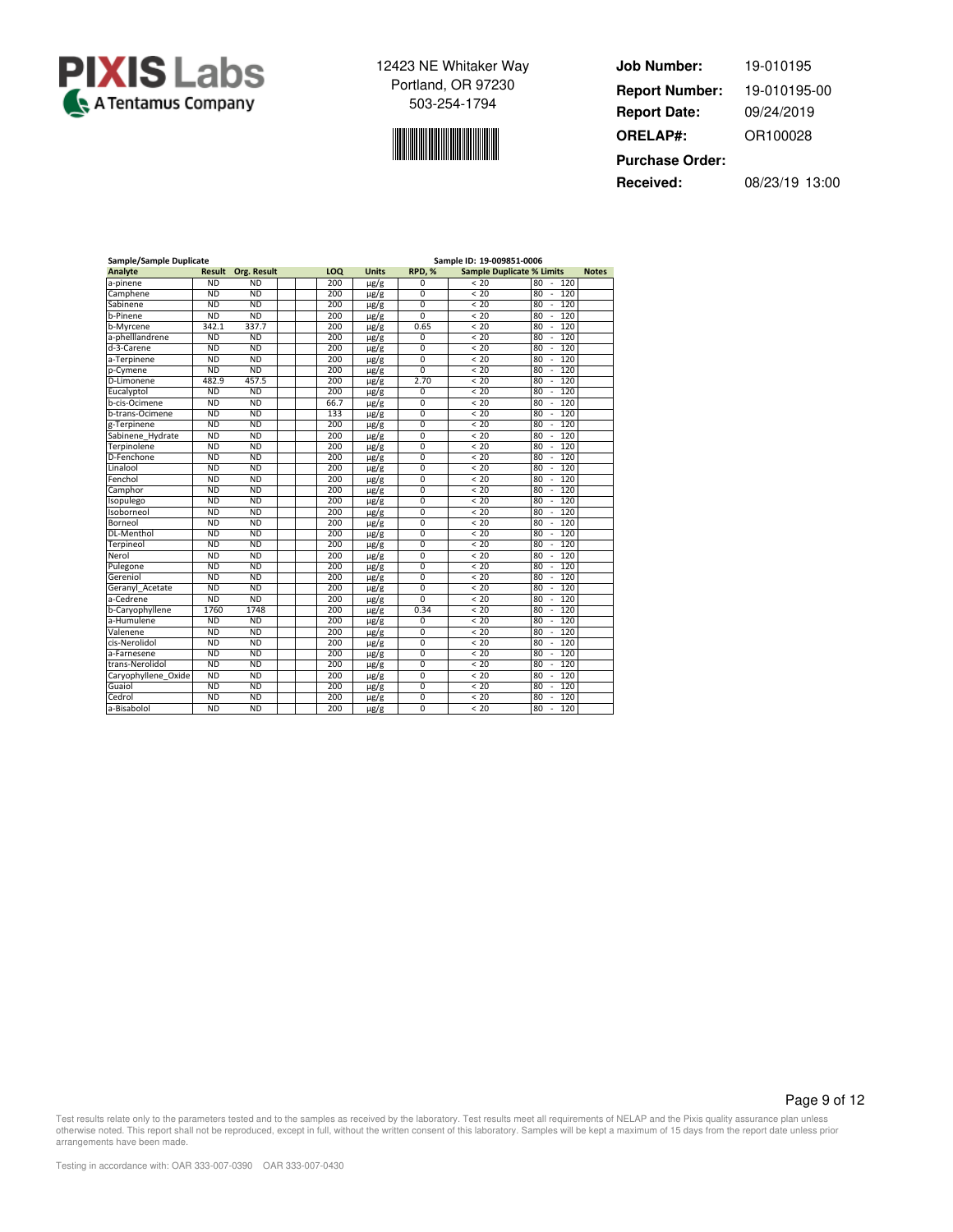**PIXIS Labs**
A Tentamus Company

12423 NE Whitaker Way
Portland, OR 97230
503-254-1794

| | |
|---|---|
| **Job Number:** | 19-010195 |
| **Report Number:** | 19-010195-00 |
| **Report Date:** | 09/24/2019 |
| **ORELAP#:** | OR100028 |
| **Purchase Order:** | |
| **Received:** | 08/23/19 13:00 |

**Sample/Sample Duplicate** — **Sample ID: 19-009851-0006**

| Analyte | Result | Org. Result | | | LOQ | Units | RPD, % | Sample Duplicate % Limits | | Notes |
|---|---|---|---|---|---|---|---|---|---|---|
| a-pinene | ND | ND | | | 200 | µg/g | 0 | < 20 | 80 - 120 | |
| Camphene | ND | ND | | | 200 | µg/g | 0 | < 20 | 80 - 120 | |
| Sabinene | ND | ND | | | 200 | µg/g | 0 | < 20 | 80 - 120 | |
| b-Pinene | ND | ND | | | 200 | µg/g | 0 | < 20 | 80 - 120 | |
| b-Myrcene | 342.1 | 337.7 | | | 200 | µg/g | 0.65 | < 20 | 80 - 120 | |
| a-phelllandrene | ND | ND | | | 200 | µg/g | 0 | < 20 | 80 - 120 | |
| d-3-Carene | ND | ND | | | 200 | µg/g | 0 | < 20 | 80 - 120 | |
| a-Terpinene | ND | ND | | | 200 | µg/g | 0 | < 20 | 80 - 120 | |
| p-Cymene | ND | ND | | | 200 | µg/g | 0 | < 20 | 80 - 120 | |
| D-Limonene | 482.9 | 457.5 | | | 200 | µg/g | 2.70 | < 20 | 80 - 120 | |
| Eucalyptol | ND | ND | | | 200 | µg/g | 0 | < 20 | 80 - 120 | |
| b-cis-Ocimene | ND | ND | | | 66.7 | µg/g | 0 | < 20 | 80 - 120 | |
| b-trans-Ocimene | ND | ND | | | 133 | µg/g | 0 | < 20 | 80 - 120 | |
| g-Terpinene | ND | ND | | | 200 | µg/g | 0 | < 20 | 80 - 120 | |
| Sabinene_Hydrate | ND | ND | | | 200 | µg/g | 0 | < 20 | 80 - 120 | |
| Terpinolene | ND | ND | | | 200 | µg/g | 0 | < 20 | 80 - 120 | |
| D-Fenchone | ND | ND | | | 200 | µg/g | 0 | < 20 | 80 - 120 | |
| Linalool | ND | ND | | | 200 | µg/g | 0 | < 20 | 80 - 120 | |
| Fenchol | ND | ND | | | 200 | µg/g | 0 | < 20 | 80 - 120 | |
| Camphor | ND | ND | | | 200 | µg/g | 0 | < 20 | 80 - 120 | |
| Isopulego | ND | ND | | | 200 | µg/g | 0 | < 20 | 80 - 120 | |
| Isoborneol | ND | ND | | | 200 | µg/g | 0 | < 20 | 80 - 120 | |
| Borneol | ND | ND | | | 200 | µg/g | 0 | < 20 | 80 - 120 | |
| DL-Menthol | ND | ND | | | 200 | µg/g | 0 | < 20 | 80 - 120 | |
| Terpineol | ND | ND | | | 200 | µg/g | 0 | < 20 | 80 - 120 | |
| Nerol | ND | ND | | | 200 | µg/g | 0 | < 20 | 80 - 120 | |
| Pulegone | ND | ND | | | 200 | µg/g | 0 | < 20 | 80 - 120 | |
| Gereniol | ND | ND | | | 200 | µg/g | 0 | < 20 | 80 - 120 | |
| Geranyl_Acetate | ND | ND | | | 200 | µg/g | 0 | < 20 | 80 - 120 | |
| a-Cedrene | ND | ND | | | 200 | µg/g | 0 | < 20 | 80 - 120 | |
| b-Caryophyllene | 1760 | 1748 | | | 200 | µg/g | 0.34 | < 20 | 80 - 120 | |
| a-Humulene | ND | ND | | | 200 | µg/g | 0 | < 20 | 80 - 120 | |
| Valenene | ND | ND | | | 200 | µg/g | 0 | < 20 | 80 - 120 | |
| cis-Nerolidol | ND | ND | | | 200 | µg/g | 0 | < 20 | 80 - 120 | |
| a-Farnesene | ND | ND | | | 200 | µg/g | 0 | < 20 | 80 - 120 | |
| trans-Nerolidol | ND | ND | | | 200 | µg/g | 0 | < 20 | 80 - 120 | |
| Caryophyllene_Oxide | ND | ND | | | 200 | µg/g | 0 | < 20 | 80 - 120 | |
| Guaiol | ND | ND | | | 200 | µg/g | 0 | < 20 | 80 - 120 | |
| Cedrol | ND | ND | | | 200 | µg/g | 0 | < 20 | 80 - 120 | |
| a-Bisabolol | ND | ND | | | 200 | µg/g | 0 | < 20 | 80 - 120 | |

Test results relate only to the parameters tested and to the samples as received by the laboratory. Test results meet all requirements of NELAP and the Pixis quality assurance plan unless otherwise noted. This report shall not be reproduced, except in full, without the written consent of this laboratory. Samples will be kept a maximum of 15 days from the report date unless prior arrangements have been made.

Testing in accordance with: OAR 333-007-0390 OAR 333-007-0430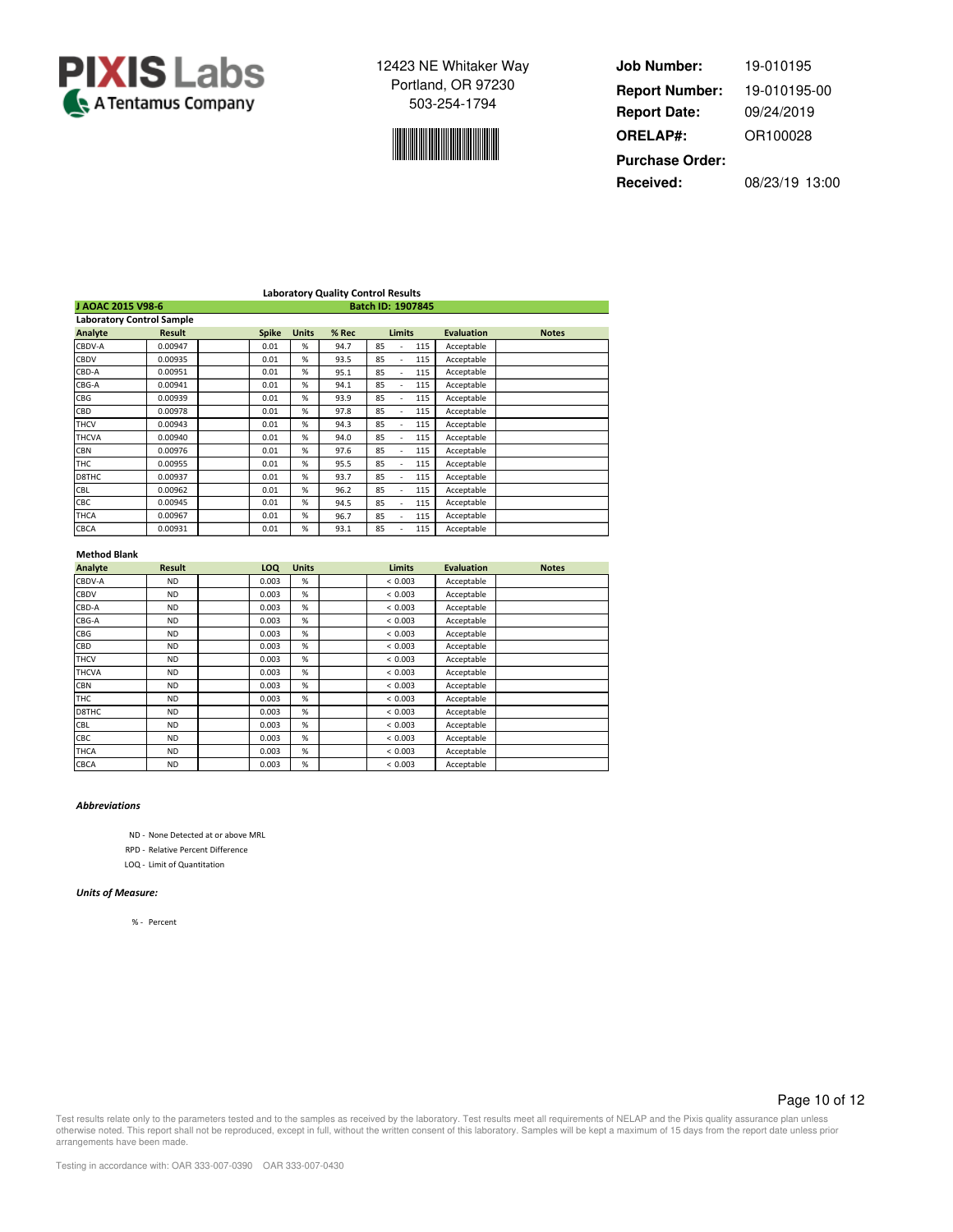**PIXIS Labs** A Tentamus Company

12423 NE Whitaker Way
Portland, OR 97230
503-254-1794

| | |
|---|---|
| **Job Number:** | 19-010195 |
| **Report Number:** | 19-010195-00 |
| **Report Date:** | 09/24/2019 |
| **ORELAP#:** | OR100028 |
| **Purchase Order:** | |
| **Received:** | 08/23/19 13:00 |

## Laboratory Quality Control Results

**J AOAC 2015 V98-6** — **Batch ID: 1907845**

### Laboratory Control Sample

| Analyte | Result | | Spike | Units | % Rec | Limits | Evaluation | Notes |
|---|---|---|---|---|---|---|---|---|
| CBDV-A | 0.00947 | | 0.01 | % | 94.7 | 85 - 115 | Acceptable | |
| CBDV | 0.00935 | | 0.01 | % | 93.5 | 85 - 115 | Acceptable | |
| CBD-A | 0.00951 | | 0.01 | % | 95.1 | 85 - 115 | Acceptable | |
| CBG-A | 0.00941 | | 0.01 | % | 94.1 | 85 - 115 | Acceptable | |
| CBG | 0.00939 | | 0.01 | % | 93.9 | 85 - 115 | Acceptable | |
| CBD | 0.00978 | | 0.01 | % | 97.8 | 85 - 115 | Acceptable | |
| THCV | 0.00943 | | 0.01 | % | 94.3 | 85 - 115 | Acceptable | |
| THCVA | 0.00940 | | 0.01 | % | 94.0 | 85 - 115 | Acceptable | |
| CBN | 0.00976 | | 0.01 | % | 97.6 | 85 - 115 | Acceptable | |
| THC | 0.00955 | | 0.01 | % | 95.5 | 85 - 115 | Acceptable | |
| D8THC | 0.00937 | | 0.01 | % | 93.7 | 85 - 115 | Acceptable | |
| CBL | 0.00962 | | 0.01 | % | 96.2 | 85 - 115 | Acceptable | |
| CBC | 0.00945 | | 0.01 | % | 94.5 | 85 - 115 | Acceptable | |
| THCA | 0.00967 | | 0.01 | % | 96.7 | 85 - 115 | Acceptable | |
| CBCA | 0.00931 | | 0.01 | % | 93.1 | 85 - 115 | Acceptable | |

### Method Blank

| Analyte | Result | | LOQ | Units | | Limits | Evaluation | Notes |
|---|---|---|---|---|---|---|---|---|
| CBDV-A | ND | | 0.003 | % | | < 0.003 | Acceptable | |
| CBDV | ND | | 0.003 | % | | < 0.003 | Acceptable | |
| CBD-A | ND | | 0.003 | % | | < 0.003 | Acceptable | |
| CBG-A | ND | | 0.003 | % | | < 0.003 | Acceptable | |
| CBG | ND | | 0.003 | % | | < 0.003 | Acceptable | |
| CBD | ND | | 0.003 | % | | < 0.003 | Acceptable | |
| THCV | ND | | 0.003 | % | | < 0.003 | Acceptable | |
| THCVA | ND | | 0.003 | % | | < 0.003 | Acceptable | |
| CBN | ND | | 0.003 | % | | < 0.003 | Acceptable | |
| THC | ND | | 0.003 | % | | < 0.003 | Acceptable | |
| D8THC | ND | | 0.003 | % | | < 0.003 | Acceptable | |
| CBL | ND | | 0.003 | % | | < 0.003 | Acceptable | |
| CBC | ND | | 0.003 | % | | < 0.003 | Acceptable | |
| THCA | ND | | 0.003 | % | | < 0.003 | Acceptable | |
| CBCA | ND | | 0.003 | % | | < 0.003 | Acceptable | |

***Abbreviations***

ND - None Detected at or above MRL
RPD - Relative Percent Difference
LOQ - Limit of Quantitation

***Units of Measure:***

% - Percent

Test results relate only to the parameters tested and to the samples as received by the laboratory. Test results meet all requirements of NELAP and the Pixis quality assurance plan unless otherwise noted. This report shall not be reproduced, except in full, without the written consent of this laboratory. Samples will be kept a maximum of 15 days from the report date unless prior arrangements have been made.

Testing in accordance with: OAR 333-007-0390 OAR 333-007-0430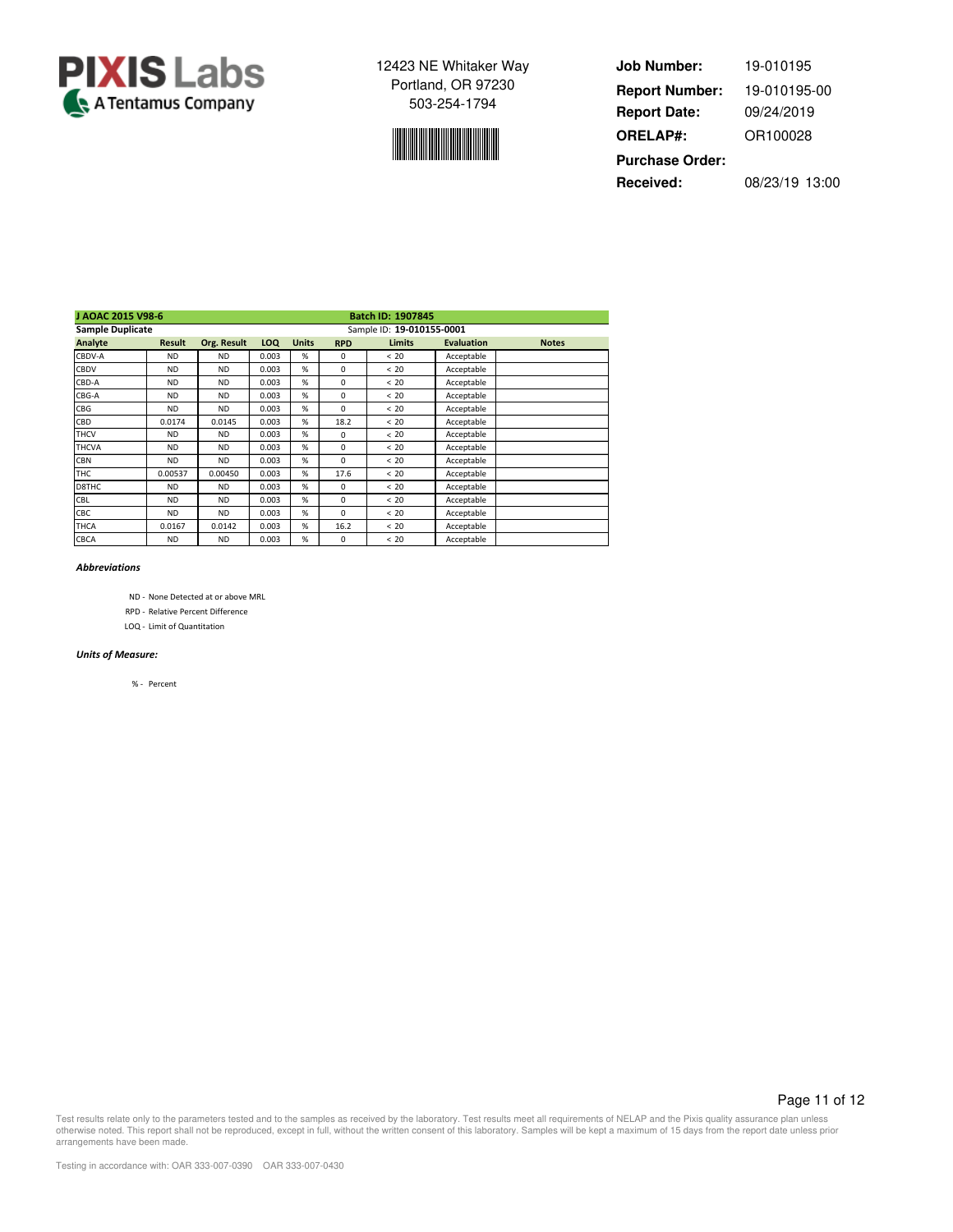**PIXIS Labs**
A Tentamus Company

12423 NE Whitaker Way
Portland, OR 97230
503-254-1794

**Job Number:** 19-010195
**Report Number:** 19-010195-00
**Report Date:** 09/24/2019
**ORELAP#:** OR100028
**Purchase Order:**
**Received:** 08/23/19 13:00

| J AOAC 2015 V98-6 | | | | | Batch ID: 1907845 | | | |
|---|---|---|---|---|---|---|---|---|
| **Sample Duplicate** | | | | | Sample ID: **19-010155-0001** | | | |
| **Analyte** | **Result** | **Org. Result** | **LOQ** | **Units** | **RPD** | **Limits** | **Evaluation** | **Notes** |
| CBDV-A | ND | ND | 0.003 | % | 0 | < 20 | Acceptable | |
| CBDV | ND | ND | 0.003 | % | 0 | < 20 | Acceptable | |
| CBD-A | ND | ND | 0.003 | % | 0 | < 20 | Acceptable | |
| CBG-A | ND | ND | 0.003 | % | 0 | < 20 | Acceptable | |
| CBG | ND | ND | 0.003 | % | 0 | < 20 | Acceptable | |
| CBD | 0.0174 | 0.0145 | 0.003 | % | 18.2 | < 20 | Acceptable | |
| THCV | ND | ND | 0.003 | % | 0 | < 20 | Acceptable | |
| THCVA | ND | ND | 0.003 | % | 0 | < 20 | Acceptable | |
| CBN | ND | ND | 0.003 | % | 0 | < 20 | Acceptable | |
| THC | 0.00537 | 0.00450 | 0.003 | % | 17.6 | < 20 | Acceptable | |
| D8THC | ND | ND | 0.003 | % | 0 | < 20 | Acceptable | |
| CBL | ND | ND | 0.003 | % | 0 | < 20 | Acceptable | |
| CBC | ND | ND | 0.003 | % | 0 | < 20 | Acceptable | |
| THCA | 0.0167 | 0.0142 | 0.003 | % | 16.2 | < 20 | Acceptable | |
| CBCA | ND | ND | 0.003 | % | 0 | < 20 | Acceptable | |

***Abbreviations***

ND - None Detected at or above MRL

RPD - Relative Percent Difference

LOQ - Limit of Quantitation

***Units of Measure:***

% - Percent

Test results relate only to the parameters tested and to the samples as received by the laboratory. Test results meet all requirements of NELAP and the Pixis quality assurance plan unless otherwise noted. This report shall not be reproduced, except in full, without the written consent of this laboratory. Samples will be kept a maximum of 15 days from the report date unless prior arrangements have been made.

Testing in accordance with: OAR 333-007-0390 OAR 333-007-0430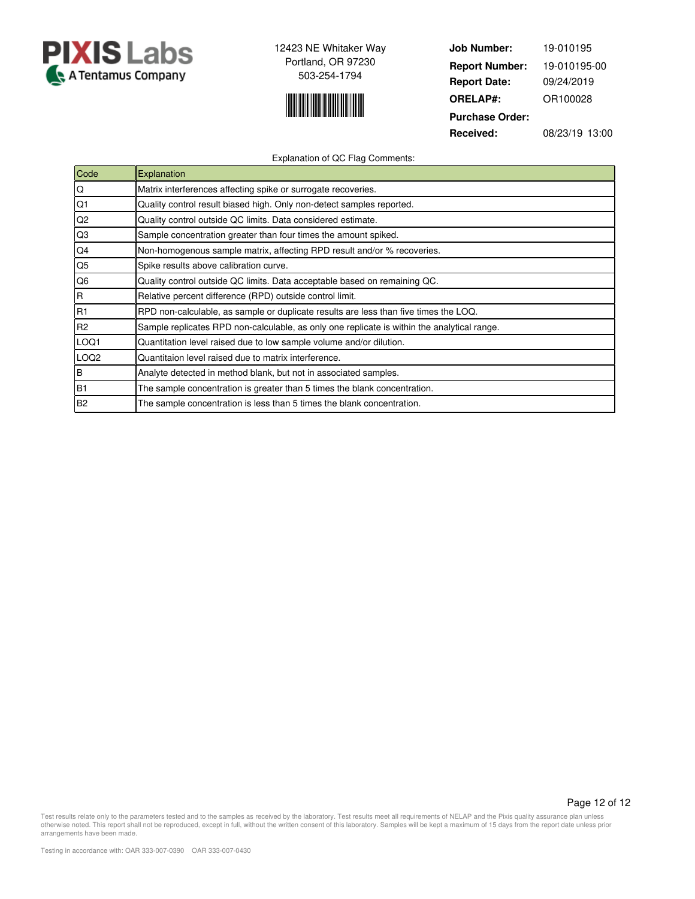**PIXIS Labs**
A Tentamus Company

12423 NE Whitaker Way
Portland, OR 97230
503-254-1794

**Job Number:** 19-010195
**Report Number:** 19-010195-00
**Report Date:** 09/24/2019
**ORELAP#:** OR100028
**Purchase Order:**
**Received:** 08/23/19 13:00

Explanation of QC Flag Comments:

| Code | Explanation |
|---|---|
| Q | Matrix interferences affecting spike or surrogate recoveries. |
| Q1 | Quality control result biased high. Only non-detect samples reported. |
| Q2 | Quality control outside QC limits. Data considered estimate. |
| Q3 | Sample concentration greater than four times the amount spiked. |
| Q4 | Non-homogenous sample matrix, affecting RPD result and/or % recoveries. |
| Q5 | Spike results above calibration curve. |
| Q6 | Quality control outside QC limits. Data acceptable based on remaining QC. |
| R | Relative percent difference (RPD) outside control limit. |
| R1 | RPD non-calculable, as sample or duplicate results are less than five times the LOQ. |
| R2 | Sample replicates RPD non-calculable, as only one replicate is within the analytical range. |
| LOQ1 | Quantitation level raised due to low sample volume and/or dilution. |
| LOQ2 | Quantitaion level raised due to matrix interference. |
| B | Analyte detected in method blank, but not in associated samples. |
| B1 | The sample concentration is greater than 5 times the blank concentration. |
| B2 | The sample concentration is less than 5 times the blank concentration. |

Test results relate only to the parameters tested and to the samples as received by the laboratory. Test results meet all requirements of NELAP and the Pixis quality assurance plan unless otherwise noted. This report shall not be reproduced, except in full, without the written consent of this laboratory. Samples will be kept a maximum of 15 days from the report date unless prior arrangements have been made.

Testing in accordance with: OAR 333-007-0390 OAR 333-007-0430